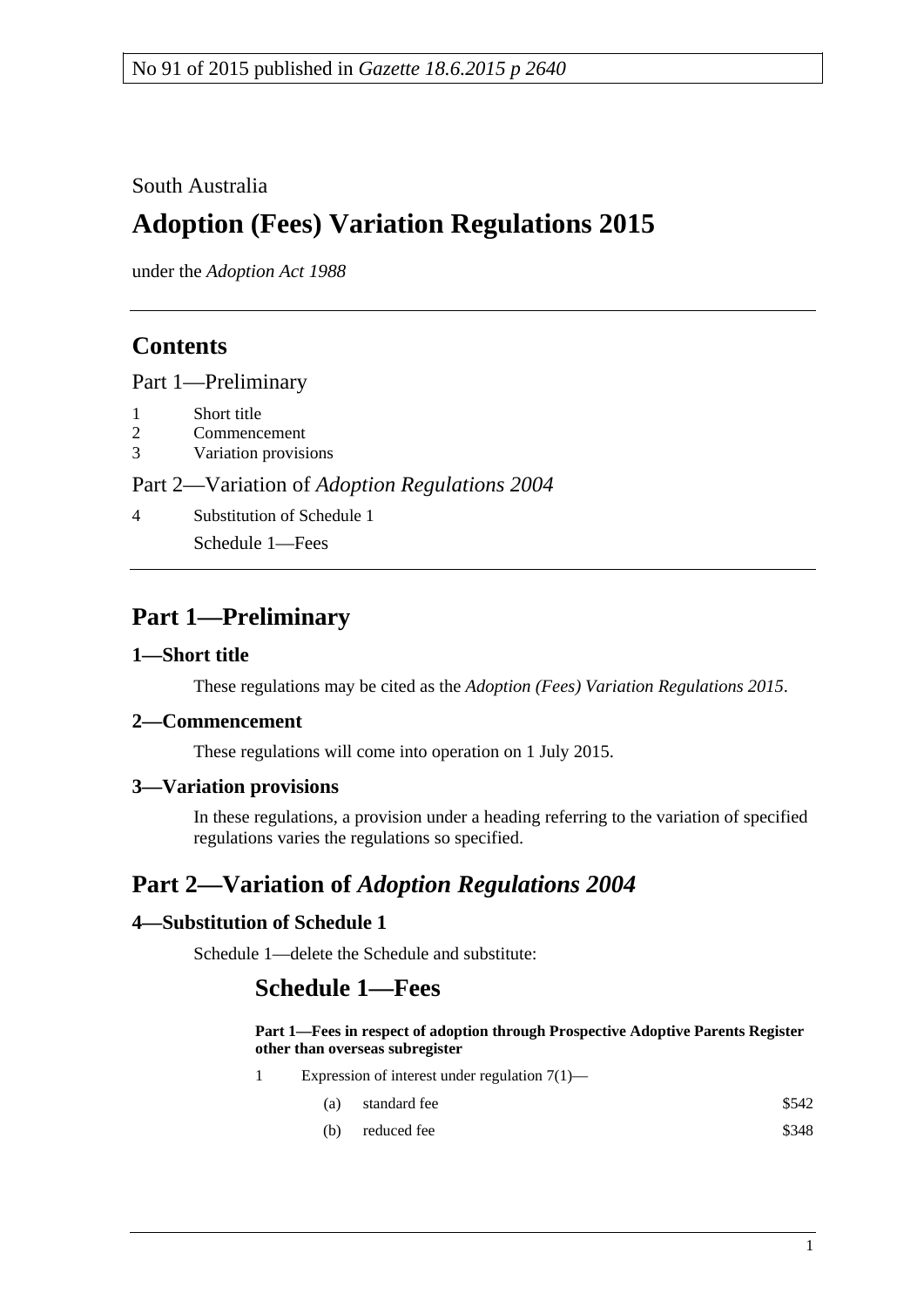No 91 of 2015 published in *Gazette 18.6.2015 p 2640*

South Australia

# Adoption (Fees) Variation Regulations 2015

under the *Adoption Act 1988*

## Contents

Part 1—Preliminary

1 Short title
2 Commencement
3 Variation provisions

Part 2—Variation of *Adoption Regulations 2004*

4 Substitution of Schedule 1
Schedule 1—Fees

## Part 1—Preliminary

### 1—Short title

These regulations may be cited as the *Adoption (Fees) Variation Regulations 2015*.

### 2—Commencement

These regulations will come into operation on 1 July 2015.

### 3—Variation provisions

In these regulations, a provision under a heading referring to the variation of specified regulations varies the regulations so specified.

## Part 2—Variation of *Adoption Regulations 2004*

### 4—Substitution of Schedule 1

Schedule 1—delete the Schedule and substitute:

## Schedule 1—Fees

**Part 1—Fees in respect of adoption through Prospective Adoptive Parents Register other than overseas subregister**

1 Expression of interest under regulation 7(1)—

| | | |
|---|---|---|
| (a) | standard fee | $542 |
| (b) | reduced fee | $348 |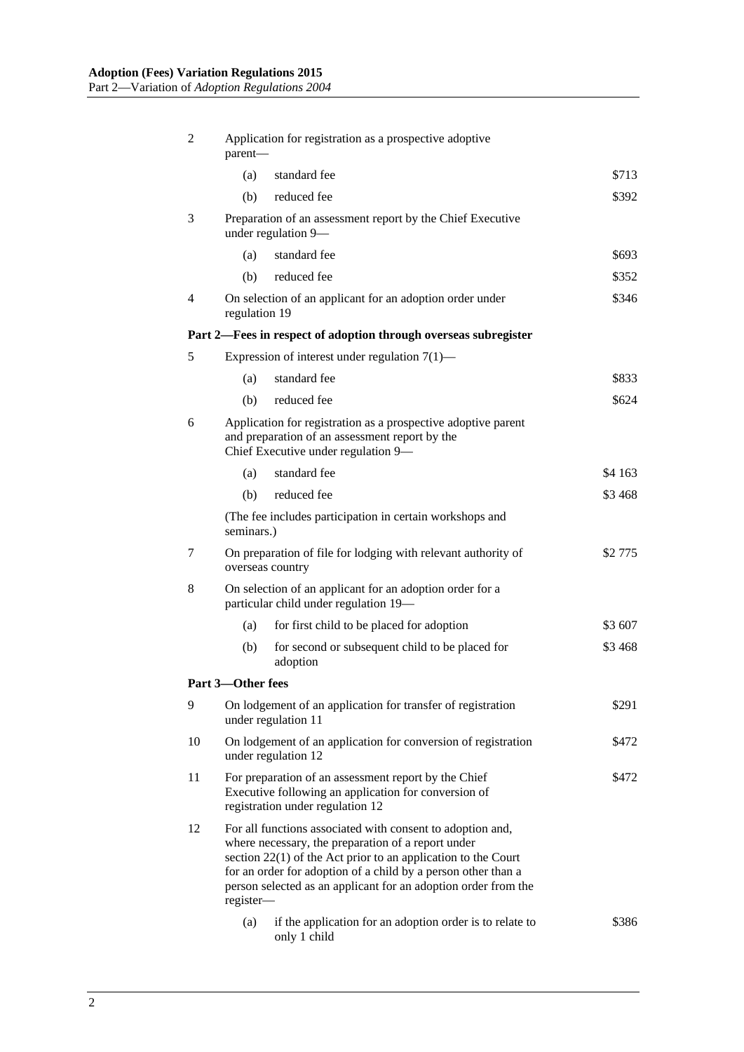| | | | |
|---|---|---|---|
| 2 | Application for registration as a prospective adoptive parent— | | |
| | (a) | standard fee | $713 |
| | (b) | reduced fee | $392 |
| 3 | Preparation of an assessment report by the Chief Executive under regulation 9— | | |
| | (a) | standard fee | $693 |
| | (b) | reduced fee | $352 |
| 4 | On selection of an applicant for an adoption order under regulation 19 | | $346 |
| **Part 2—Fees in respect of adoption through overseas subregister** | | | |
| 5 | Expression of interest under regulation 7(1)— | | |
| | (a) | standard fee | $833 |
| | (b) | reduced fee | $624 |
| 6 | Application for registration as a prospective adoptive parent and preparation of an assessment report by the Chief Executive under regulation 9— | | |
| | (a) | standard fee | $4 163 |
| | (b) | reduced fee | $3 468 |
| | (The fee includes participation in certain workshops and seminars.) | | |
| 7 | On preparation of file for lodging with relevant authority of overseas country | | $2 775 |
| 8 | On selection of an applicant for an adoption order for a particular child under regulation 19— | | |
| | (a) | for first child to be placed for adoption | $3 607 |
| | (b) | for second or subsequent child to be placed for adoption | $3 468 |
| **Part 3—Other fees** | | | |
| 9 | On lodgement of an application for transfer of registration under regulation 11 | | $291 |
| 10 | On lodgement of an application for conversion of registration under regulation 12 | | $472 |
| 11 | For preparation of an assessment report by the Chief Executive following an application for conversion of registration under regulation 12 | | $472 |
| 12 | For all functions associated with consent to adoption and, where necessary, the preparation of a report under section 22(1) of the Act prior to an application to the Court for an order for adoption of a child by a person other than a person selected as an applicant for an adoption order from the register— | | |
| | (a) | if the application for an adoption order is to relate to only 1 child | $386 |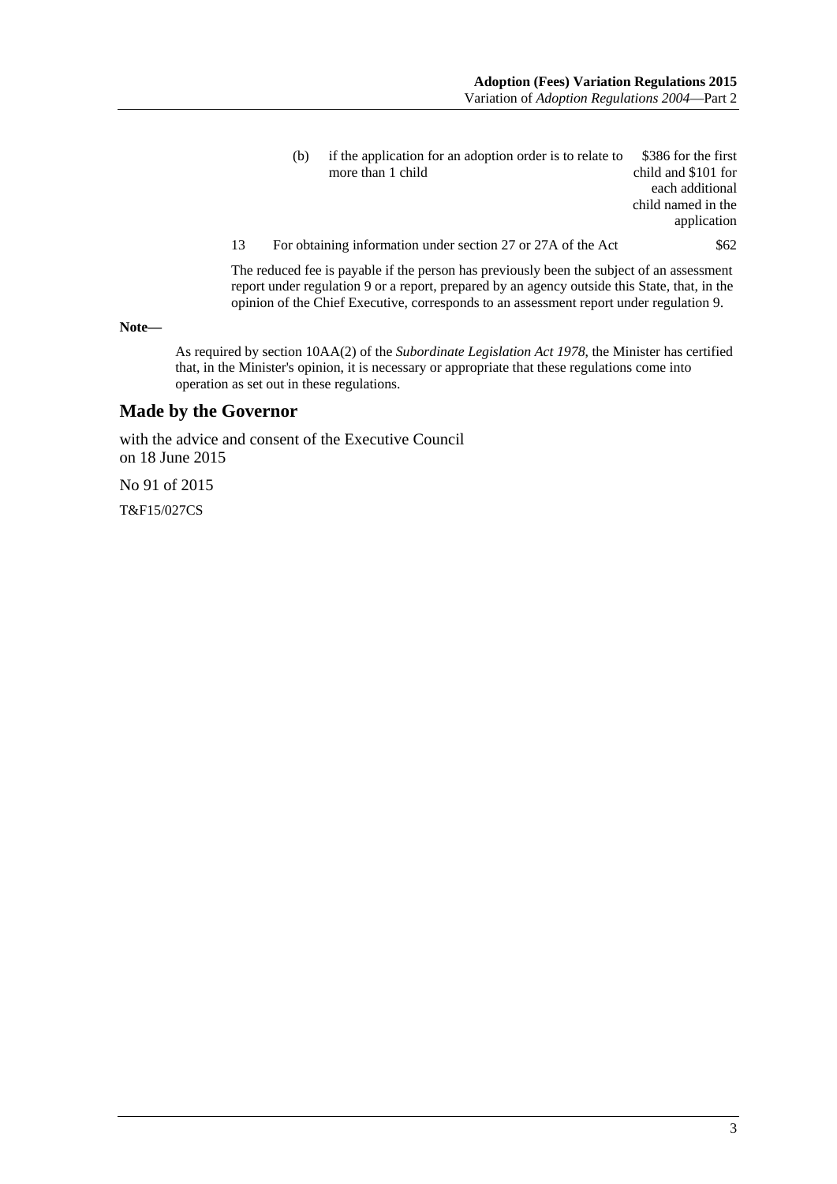| | | |
|---|---|---|
| (b) | if the application for an adoption order is to relate to more than 1 child | \$386 for the first child and \$101 for each additional child named in the application |
| 13 | For obtaining information under section 27 or 27A of the Act | \$62 |

The reduced fee is payable if the person has previously been the subject of an assessment report under regulation 9 or a report, prepared by an agency outside this State, that, in the opinion of the Chief Executive, corresponds to an assessment report under regulation 9.

**Note—**

As required by section 10AA(2) of the *Subordinate Legislation Act 1978*, the Minister has certified that, in the Minister's opinion, it is necessary or appropriate that these regulations come into operation as set out in these regulations.

## Made by the Governor

with the advice and consent of the Executive Council on 18 June 2015

No 91 of 2015

T&F15/027CS